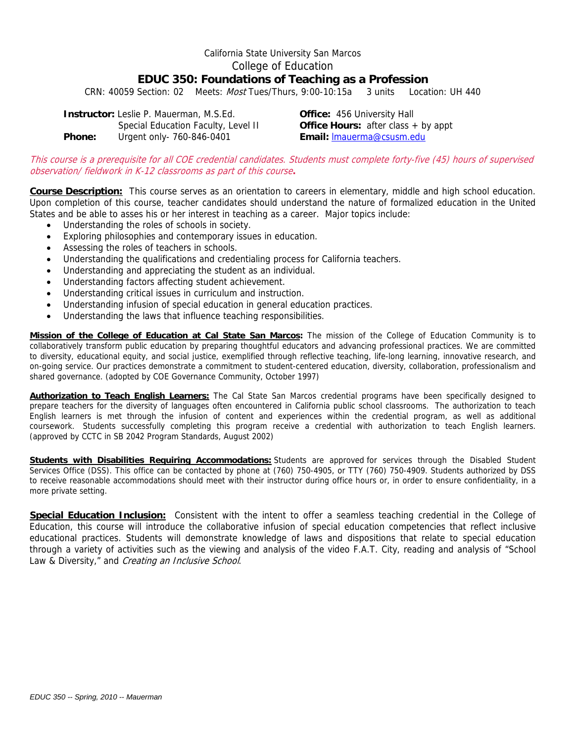California State University San Marcos

College of Education

# EDUC 350: Foundations of Teaching as a Profession

CRN: 40059 Section: 02 Meets: *Most* Tues/Thurs, 9:00-10:15a 3 units Location: UH 440

**Instructor:** Leslie P. Mauerman, M.S.Ed.
Special Education Faculty, Level II
**Phone:** Urgent only- 760-846-0401

**Office:** 456 University Hall
**Office Hours:** after class + by appt
**Email:** lmauerma@csusm.edu

*This course is a prerequisite for all COE credential candidates. Students must complete forty-five (45) hours of supervised observation/ fieldwork in K-12 classrooms as part of this course***.**

**Course Description:** This course serves as an orientation to careers in elementary, middle and high school education. Upon completion of this course, teacher candidates should understand the nature of formalized education in the United States and be able to asses his or her interest in teaching as a career. Major topics include:

- Understanding the roles of schools in society.
- Exploring philosophies and contemporary issues in education.
- Assessing the roles of teachers in schools.
- Understanding the qualifications and credentialing process for California teachers.
- Understanding and appreciating the student as an individual.
- Understanding factors affecting student achievement.
- Understanding critical issues in curriculum and instruction.
- Understanding infusion of special education in general education practices.
- Understanding the laws that influence teaching responsibilities.

**Mission of the College of Education at Cal State San Marcos:** The mission of the College of Education Community is to collaboratively transform public education by preparing thoughtful educators and advancing professional practices. We are committed to diversity, educational equity, and social justice, exemplified through reflective teaching, life-long learning, innovative research, and on-going service. Our practices demonstrate a commitment to student-centered education, diversity, collaboration, professionalism and shared governance. (adopted by COE Governance Community, October 1997)

**Authorization to Teach English Learners:** The Cal State San Marcos credential programs have been specifically designed to prepare teachers for the diversity of languages often encountered in California public school classrooms. The authorization to teach English learners is met through the infusion of content and experiences within the credential program, as well as additional coursework. Students successfully completing this program receive a credential with authorization to teach English learners. (approved by CCTC in SB 2042 Program Standards, August 2002)

**Students with Disabilities Requiring Accommodations:** Students are approved for services through the Disabled Student Services Office (DSS). This office can be contacted by phone at (760) 750-4905, or TTY (760) 750-4909. Students authorized by DSS to receive reasonable accommodations should meet with their instructor during office hours or, in order to ensure confidentiality, in a more private setting.

**Special Education Inclusion:** Consistent with the intent to offer a seamless teaching credential in the College of Education, this course will introduce the collaborative infusion of special education competencies that reflect inclusive educational practices. Students will demonstrate knowledge of laws and dispositions that relate to special education through a variety of activities such as the viewing and analysis of the video F.A.T. City, reading and analysis of "School Law & Diversity," and *Creating an Inclusive School*.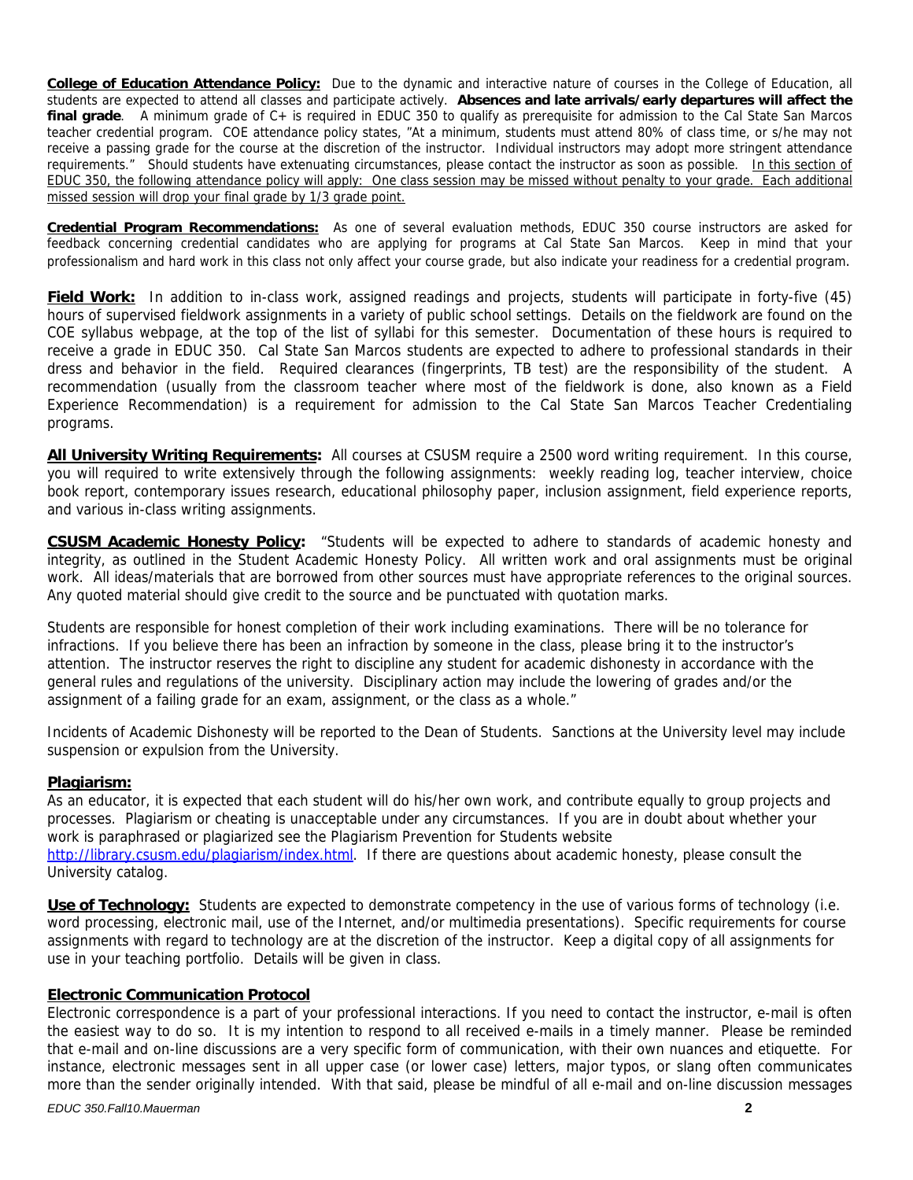**College of Education Attendance Policy:** Due to the dynamic and interactive nature of courses in the College of Education, all students are expected to attend all classes and participate actively. **Absences and late arrivals/early departures will affect the final grade**. A minimum grade of C+ is required in EDUC 350 to qualify as prerequisite for admission to the Cal State San Marcos teacher credential program. COE attendance policy states, "At a minimum, students must attend 80% of class time, or s/he may not receive a passing grade for the course at the discretion of the instructor. Individual instructors may adopt more stringent attendance requirements." Should students have extenuating circumstances, please contact the instructor as soon as possible. <u>In this section of EDUC 350, the following attendance policy will apply: One class session may be missed without penalty to your grade. Each additional missed session will drop your final grade by 1/3 grade point.</u>

**Credential Program Recommendations:** As one of several evaluation methods, EDUC 350 course instructors are asked for feedback concerning credential candidates who are applying for programs at Cal State San Marcos. Keep in mind that your professionalism and hard work in this class not only affect your course grade, but also indicate your readiness for a credential program.

**Field Work:** In addition to in-class work, assigned readings and projects, students will participate in forty-five (45) hours of supervised fieldwork assignments in a variety of public school settings. Details on the fieldwork are found on the COE syllabus webpage, at the top of the list of syllabi for this semester. Documentation of these hours is required to receive a grade in EDUC 350. Cal State San Marcos students are expected to adhere to professional standards in their dress and behavior in the field. Required clearances (fingerprints, TB test) are the responsibility of the student. A recommendation (usually from the classroom teacher where most of the fieldwork is done, also known as a Field Experience Recommendation) is a requirement for admission to the Cal State San Marcos Teacher Credentialing programs.

**All University Writing Requirements:** All courses at CSUSM require a 2500 word writing requirement. In this course, you will required to write extensively through the following assignments: weekly reading log, teacher interview, choice book report, contemporary issues research, educational philosophy paper, inclusion assignment, field experience reports, and various in-class writing assignments.

**CSUSM Academic Honesty Policy:** "Students will be expected to adhere to standards of academic honesty and integrity, as outlined in the Student Academic Honesty Policy. All written work and oral assignments must be original work. All ideas/materials that are borrowed from other sources must have appropriate references to the original sources. Any quoted material should give credit to the source and be punctuated with quotation marks.

Students are responsible for honest completion of their work including examinations. There will be no tolerance for infractions. If you believe there has been an infraction by someone in the class, please bring it to the instructor's attention. The instructor reserves the right to discipline any student for academic dishonesty in accordance with the general rules and regulations of the university. Disciplinary action may include the lowering of grades and/or the assignment of a failing grade for an exam, assignment, or the class as a whole."

Incidents of Academic Dishonesty will be reported to the Dean of Students. Sanctions at the University level may include suspension or expulsion from the University.

**Plagiarism:**

As an educator, it is expected that each student will do his/her own work, and contribute equally to group projects and processes. Plagiarism or cheating is unacceptable under any circumstances. If you are in doubt about whether your work is paraphrased or plagiarized see the Plagiarism Prevention for Students website http://library.csusm.edu/plagiarism/index.html. If there are questions about academic honesty, please consult the University catalog.

**Use of Technology:** Students are expected to demonstrate competency in the use of various forms of technology (i.e. word processing, electronic mail, use of the Internet, and/or multimedia presentations). Specific requirements for course assignments with regard to technology are at the discretion of the instructor. Keep a digital copy of all assignments for use in your teaching portfolio. Details will be given in class.

**Electronic Communication Protocol**

Electronic correspondence is a part of your professional interactions. If you need to contact the instructor, e-mail is often the easiest way to do so. It is my intention to respond to all received e-mails in a timely manner. Please be reminded that e-mail and on-line discussions are a very specific form of communication, with their own nuances and etiquette. For instance, electronic messages sent in all upper case (or lower case) letters, major typos, or slang often communicates more than the sender originally intended. With that said, please be mindful of all e-mail and on-line discussion messages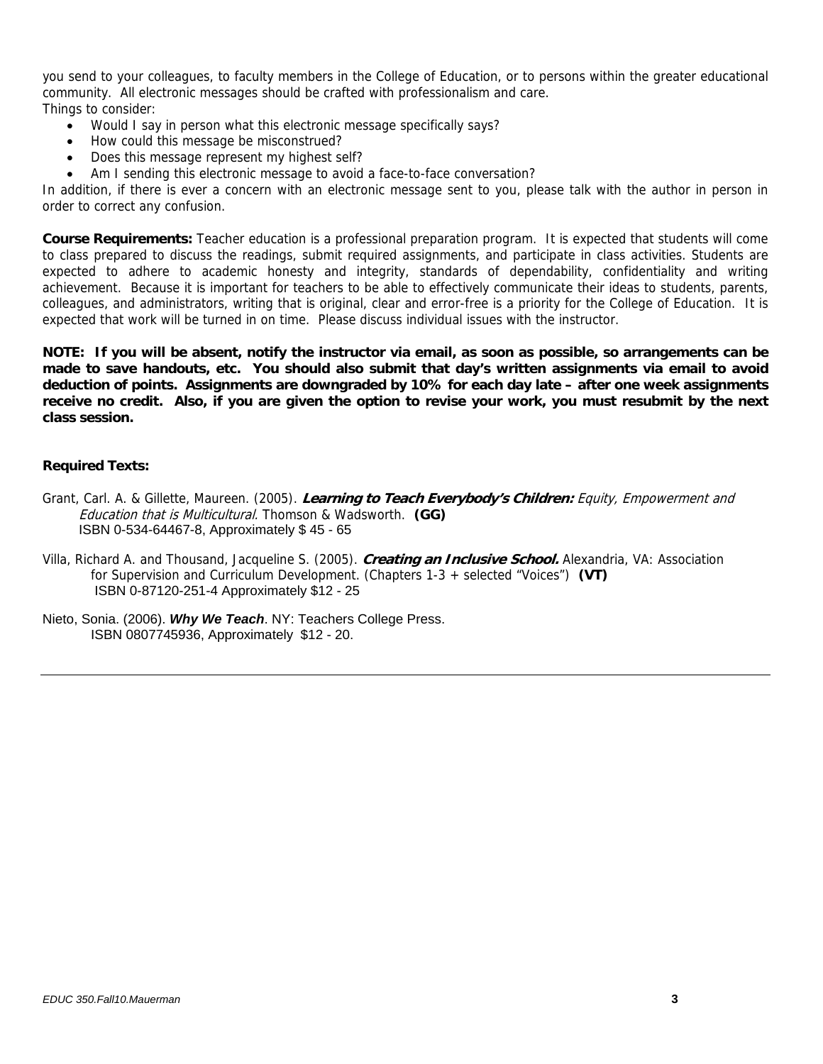you send to your colleagues, to faculty members in the College of Education, or to persons within the greater educational community. All electronic messages should be crafted with professionalism and care.

Things to consider:

- Would I say in person what this electronic message specifically says?
- How could this message be misconstrued?
- Does this message represent my highest self?
- Am I sending this electronic message to avoid a face-to-face conversation?

In addition, if there is ever a concern with an electronic message sent to you, please talk with the author in person in order to correct any confusion.

**Course Requirements:** Teacher education is a professional preparation program. It is expected that students will come to class prepared to discuss the readings, submit required assignments, and participate in class activities. Students are expected to adhere to academic honesty and integrity, standards of dependability, confidentiality and writing achievement. Because it is important for teachers to be able to effectively communicate their ideas to students, parents, colleagues, and administrators, writing that is original, clear and error-free is a priority for the College of Education. It is expected that work will be turned in on time. Please discuss individual issues with the instructor.

**NOTE: If you will be absent, notify the instructor via email, as soon as possible, so arrangements can be made to save handouts, etc. You should also submit that day's written assignments via email to avoid deduction of points. Assignments are downgraded by 10% for each day late – after one week assignments receive no credit. Also, if you are given the option to revise your work, you must resubmit by the next class session.**

**Required Texts:**

Grant, Carl. A. & Gillette, Maureen. (2005). ***Learning to Teach Everybody's Children:*** *Equity, Empowerment and Education that is Multicultural*. Thomson & Wadsworth. **(GG)**
ISBN 0-534-64467-8, Approximately $ 45 - 65

Villa, Richard A. and Thousand, Jacqueline S. (2005). ***Creating an Inclusive School.*** Alexandria, VA: Association for Supervision and Curriculum Development. (Chapters 1-3 + selected "Voices") **(VT)**
ISBN 0-87120-251-4 Approximately $12 - 25

Nieto, Sonia. (2006). ***Why We Teach***. NY: Teachers College Press.
ISBN 0807745936, Approximately $12 - 20.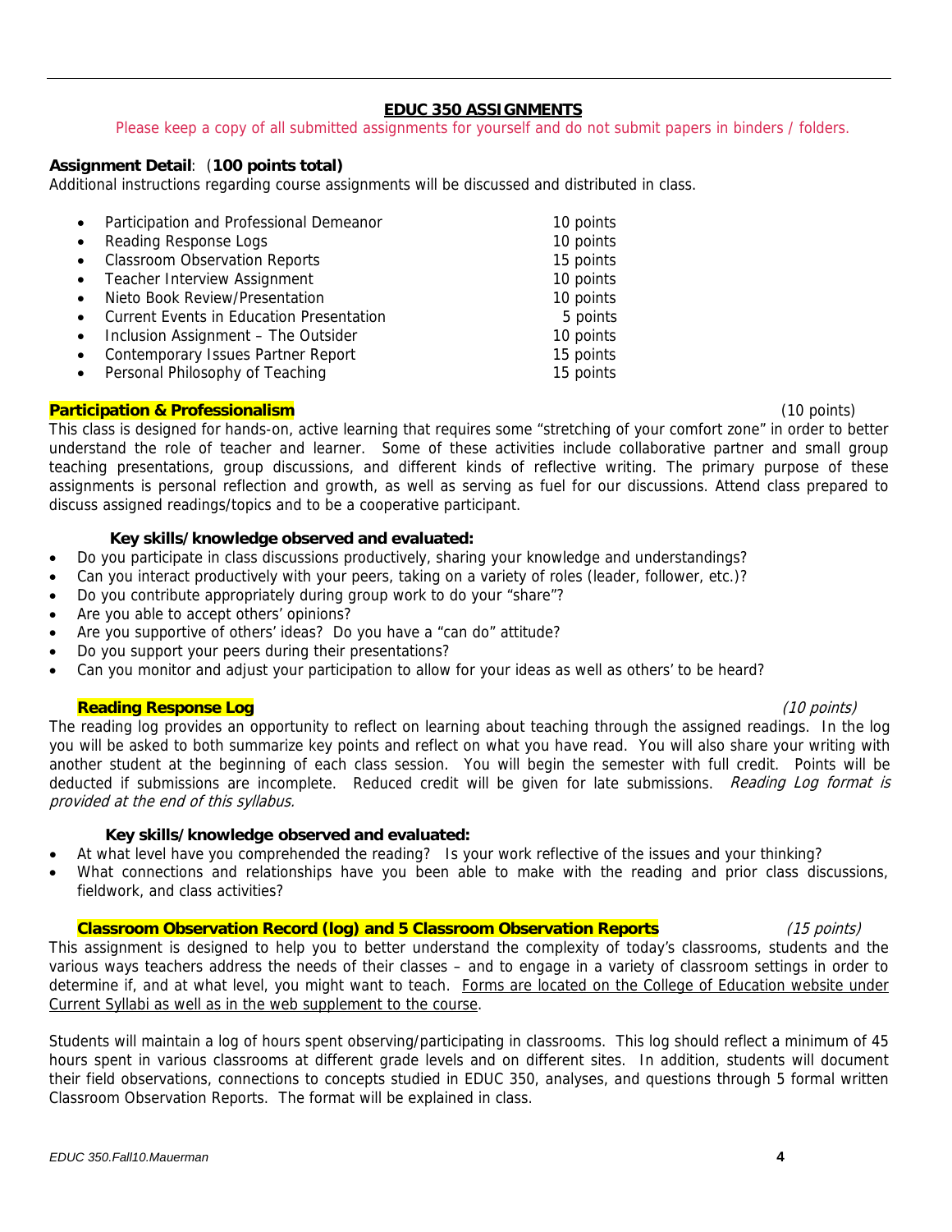## EDUC 350 ASSIGNMENTS

Please keep a copy of all submitted assignments for yourself and do not submit papers in binders / folders.

**Assignment Detail**: (**100 points total)**

Additional instructions regarding course assignments will be discussed and distributed in class.

- Participation and Professional Demeanor — 10 points
- Reading Response Logs — 10 points
- Classroom Observation Reports — 15 points
- Teacher Interview Assignment — 10 points
- Nieto Book Review/Presentation — 10 points
- Current Events in Education Presentation — 5 points
- Inclusion Assignment – The Outsider — 10 points
- Contemporary Issues Partner Report — 15 points
- Personal Philosophy of Teaching — 15 points

### Participation & Professionalism (10 points)

This class is designed for hands-on, active learning that requires some "stretching of your comfort zone" in order to better understand the role of teacher and learner. Some of these activities include collaborative partner and small group teaching presentations, group discussions, and different kinds of reflective writing. The primary purpose of these assignments is personal reflection and growth, as well as serving as fuel for our discussions. Attend class prepared to discuss assigned readings/topics and to be a cooperative participant.

**Key skills/knowledge observed and evaluated:**

- Do you participate in class discussions productively, sharing your knowledge and understandings?
- Can you interact productively with your peers, taking on a variety of roles (leader, follower, etc.)?
- Do you contribute appropriately during group work to do your "share"?
- Are you able to accept others' opinions?
- Are you supportive of others' ideas? Do you have a "can do" attitude?
- Do you support your peers during their presentations?
- Can you monitor and adjust your participation to allow for your ideas as well as others' to be heard?

### Reading Response Log *(10 points)*

The reading log provides an opportunity to reflect on learning about teaching through the assigned readings. In the log you will be asked to both summarize key points and reflect on what you have read. You will also share your writing with another student at the beginning of each class session. You will begin the semester with full credit. Points will be deducted if submissions are incomplete. Reduced credit will be given for late submissions. *Reading Log format is provided at the end of this syllabus.*

**Key skills/knowledge observed and evaluated:**

- At what level have you comprehended the reading? Is your work reflective of the issues and your thinking?
- What connections and relationships have you been able to make with the reading and prior class discussions, fieldwork, and class activities?

### Classroom Observation Record (log) and 5 Classroom Observation Reports *(15 points)*

This assignment is designed to help you to better understand the complexity of today's classrooms, students and the various ways teachers address the needs of their classes – and to engage in a variety of classroom settings in order to determine if, and at what level, you might want to teach. Forms are located on the College of Education website under Current Syllabi as well as in the web supplement to the course.

Students will maintain a log of hours spent observing/participating in classrooms. This log should reflect a minimum of 45 hours spent in various classrooms at different grade levels and on different sites. In addition, students will document their field observations, connections to concepts studied in EDUC 350, analyses, and questions through 5 formal written Classroom Observation Reports. The format will be explained in class.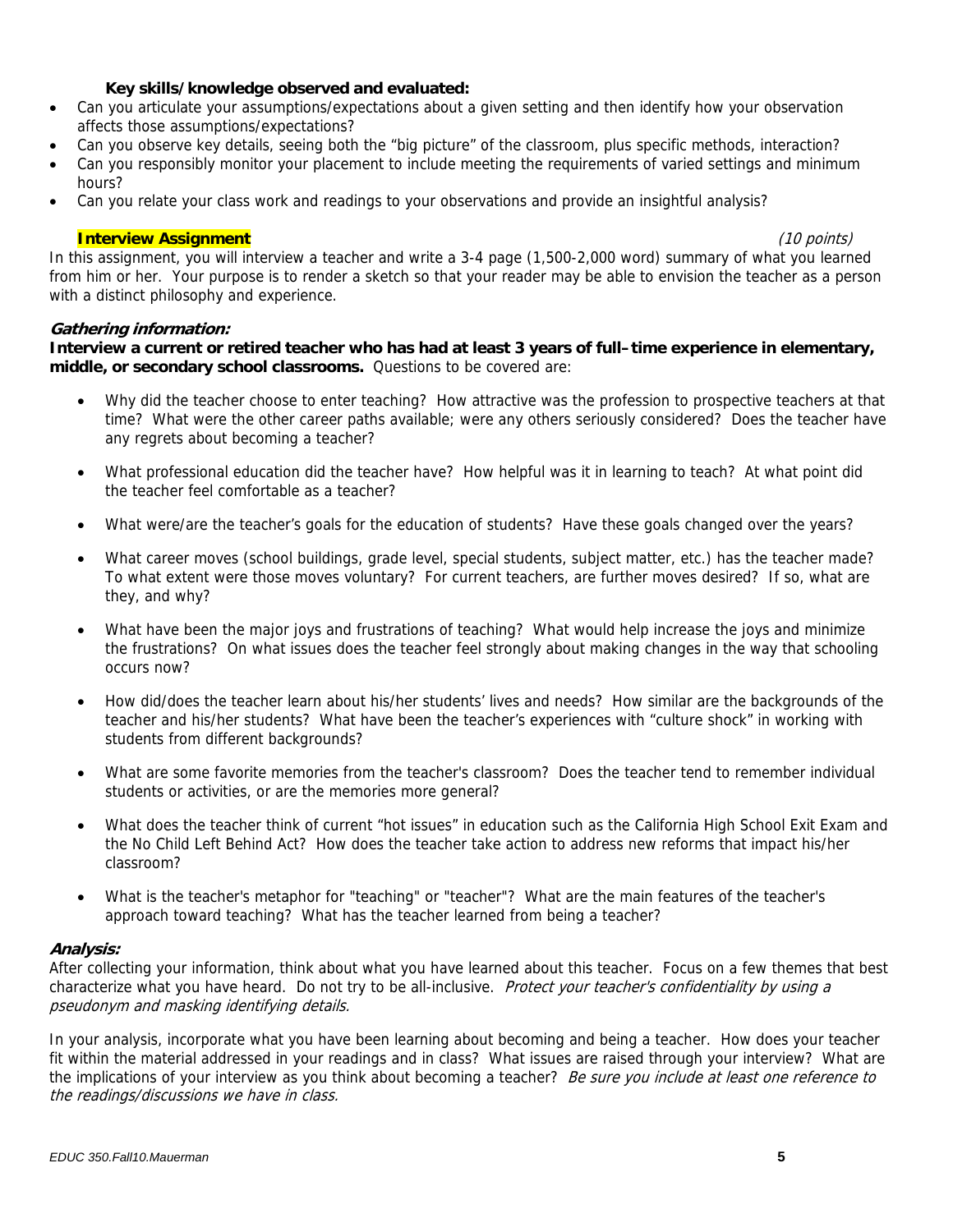**Key skills/knowledge observed and evaluated:**

- Can you articulate your assumptions/expectations about a given setting and then identify how your observation affects those assumptions/expectations?
- Can you observe key details, seeing both the "big picture" of the classroom, plus specific methods, interaction?
- Can you responsibly monitor your placement to include meeting the requirements of varied settings and minimum hours?
- Can you relate your class work and readings to your observations and provide an insightful analysis?

## Interview Assignment *(10 points)*

In this assignment, you will interview a teacher and write a 3-4 page (1,500-2,000 word) summary of what you learned from him or her. Your purpose is to render a sketch so that your reader may be able to envision the teacher as a person with a distinct philosophy and experience.

### *Gathering information:*

**Interview a current or retired teacher who has had at least 3 years of full–time experience in elementary, middle, or secondary school classrooms.** Questions to be covered are:

- Why did the teacher choose to enter teaching? How attractive was the profession to prospective teachers at that time? What were the other career paths available; were any others seriously considered? Does the teacher have any regrets about becoming a teacher?
- What professional education did the teacher have? How helpful was it in learning to teach? At what point did the teacher feel comfortable as a teacher?
- What were/are the teacher's goals for the education of students? Have these goals changed over the years?
- What career moves (school buildings, grade level, special students, subject matter, etc.) has the teacher made? To what extent were those moves voluntary? For current teachers, are further moves desired? If so, what are they, and why?
- What have been the major joys and frustrations of teaching? What would help increase the joys and minimize the frustrations? On what issues does the teacher feel strongly about making changes in the way that schooling occurs now?
- How did/does the teacher learn about his/her students' lives and needs? How similar are the backgrounds of the teacher and his/her students? What have been the teacher's experiences with "culture shock" in working with students from different backgrounds?
- What are some favorite memories from the teacher's classroom? Does the teacher tend to remember individual students or activities, or are the memories more general?
- What does the teacher think of current "hot issues" in education such as the California High School Exit Exam and the No Child Left Behind Act? How does the teacher take action to address new reforms that impact his/her classroom?
- What is the teacher's metaphor for "teaching" or "teacher"? What are the main features of the teacher's approach toward teaching? What has the teacher learned from being a teacher?

### *Analysis:*

After collecting your information, think about what you have learned about this teacher. Focus on a few themes that best characterize what you have heard. Do not try to be all-inclusive. *Protect your teacher's confidentiality by using a pseudonym and masking identifying details.*

In your analysis, incorporate what you have been learning about becoming and being a teacher. How does your teacher fit within the material addressed in your readings and in class? What issues are raised through your interview? What are the implications of your interview as you think about becoming a teacher? *Be sure you include at least one reference to the readings/discussions we have in class.*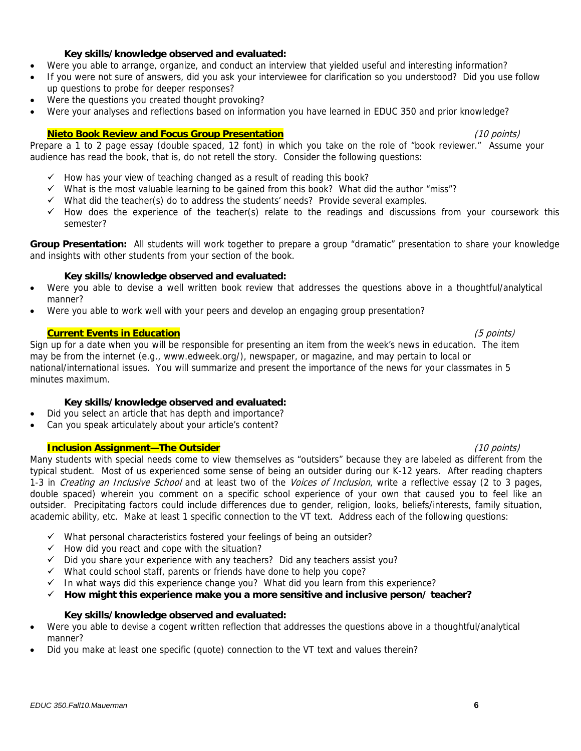**Key skills/knowledge observed and evaluated:**

- Were you able to arrange, organize, and conduct an interview that yielded useful and interesting information?
- If you were not sure of answers, did you ask your interviewee for clarification so you understood? Did you use follow up questions to probe for deeper responses?
- Were the questions you created thought provoking?
- Were your analyses and reflections based on information you have learned in EDUC 350 and prior knowledge?

**Nieto Book Review and Focus Group Presentation** *(10 points)*

Prepare a 1 to 2 page essay (double spaced, 12 font) in which you take on the role of "book reviewer." Assume your audience has read the book, that is, do not retell the story. Consider the following questions:

- ✓ How has your view of teaching changed as a result of reading this book?
- ✓ What is the most valuable learning to be gained from this book? What did the author "miss"?
- ✓ What did the teacher(s) do to address the students' needs? Provide several examples.
- ✓ How does the experience of the teacher(s) relate to the readings and discussions from your coursework this semester?

**Group Presentation:** All students will work together to prepare a group "dramatic" presentation to share your knowledge and insights with other students from your section of the book.

**Key skills/knowledge observed and evaluated:**

- Were you able to devise a well written book review that addresses the questions above in a thoughtful/analytical manner?
- Were you able to work well with your peers and develop an engaging group presentation?

**Current Events in Education** *(5 points)*

Sign up for a date when you will be responsible for presenting an item from the week's news in education. The item may be from the internet (e.g., www.edweek.org/), newspaper, or magazine, and may pertain to local or national/international issues. You will summarize and present the importance of the news for your classmates in 5 minutes maximum.

**Key skills/knowledge observed and evaluated:**

- Did you select an article that has depth and importance?
- Can you speak articulately about your article's content?

**Inclusion Assignment—The Outsider** *(10 points)*

Many students with special needs come to view themselves as "outsiders" because they are labeled as different from the typical student. Most of us experienced some sense of being an outsider during our K-12 years. After reading chapters 1-3 in *Creating an Inclusive School* and at least two of the *Voices of Inclusion*, write a reflective essay (2 to 3 pages, double spaced) wherein you comment on a specific school experience of your own that caused you to feel like an outsider. Precipitating factors could include differences due to gender, religion, looks, beliefs/interests, family situation, academic ability, etc. Make at least 1 specific connection to the VT text. Address each of the following questions:

- ✓ What personal characteristics fostered your feelings of being an outsider?
- ✓ How did you react and cope with the situation?
- ✓ Did you share your experience with any teachers? Did any teachers assist you?
- ✓ What could school staff, parents or friends have done to help you cope?
- ✓ In what ways did this experience change you? What did you learn from this experience?
- ✓ **How might this experience make you a more sensitive and inclusive person/ teacher?**

**Key skills/knowledge observed and evaluated:**

- Were you able to devise a cogent written reflection that addresses the questions above in a thoughtful/analytical manner?
- Did you make at least one specific (quote) connection to the VT text and values therein?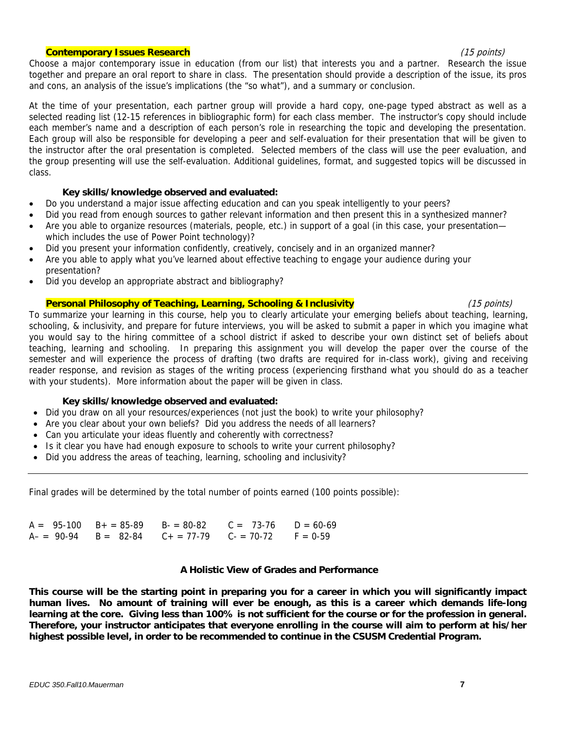**Contemporary Issues Research** *(15 points)*

Choose a major contemporary issue in education (from our list) that interests you and a partner. Research the issue together and prepare an oral report to share in class. The presentation should provide a description of the issue, its pros and cons, an analysis of the issue's implications (the "so what"), and a summary or conclusion.

At the time of your presentation, each partner group will provide a hard copy, one-page typed abstract as well as a selected reading list (12-15 references in bibliographic form) for each class member. The instructor's copy should include each member's name and a description of each person's role in researching the topic and developing the presentation. Each group will also be responsible for developing a peer and self-evaluation for their presentation that will be given to the instructor after the oral presentation is completed. Selected members of the class will use the peer evaluation, and the group presenting will use the self-evaluation. Additional guidelines, format, and suggested topics will be discussed in class.

**Key skills/knowledge observed and evaluated:**

- Do you understand a major issue affecting education and can you speak intelligently to your peers?
- Did you read from enough sources to gather relevant information and then present this in a synthesized manner?
- Are you able to organize resources (materials, people, etc.) in support of a goal (in this case, your presentation—which includes the use of Power Point technology)?
- Did you present your information confidently, creatively, concisely and in an organized manner?
- Are you able to apply what you've learned about effective teaching to engage your audience during your presentation?
- Did you develop an appropriate abstract and bibliography?

**Personal Philosophy of Teaching, Learning, Schooling & Inclusivity** *(15 points)*

To summarize your learning in this course, help you to clearly articulate your emerging beliefs about teaching, learning, schooling, & inclusivity, and prepare for future interviews, you will be asked to submit a paper in which you imagine what you would say to the hiring committee of a school district if asked to describe your own distinct set of beliefs about teaching, learning and schooling. In preparing this assignment you will develop the paper over the course of the semester and will experience the process of drafting (two drafts are required for in-class work), giving and receiving reader response, and revision as stages of the writing process (experiencing firsthand what you should do as a teacher with your students). More information about the paper will be given in class.

**Key skills/knowledge observed and evaluated:**

- Did you draw on all your resources/experiences (not just the book) to write your philosophy?
- Are you clear about your own beliefs? Did you address the needs of all learners?
- Can you articulate your ideas fluently and coherently with correctness?
- Is it clear you have had enough exposure to schools to write your current philosophy?
- Did you address the areas of teaching, learning, schooling and inclusivity?

---

Final grades will be determined by the total number of points earned (100 points possible):

| | | | | |
|---|---|---|---|---|
| A = 95-100 | B+ = 85-89 | B- = 80-82 | C = 73-76 | D = 60-69 |
| A– = 90-94 | B = 82-84 | C+ = 77-79 | C- = 70-72 | F = 0-59 |

**A Holistic View of Grades and Performance**

**This course will be the starting point in preparing you for a career in which you will significantly impact human lives. No amount of training will ever be enough, as this is a career which demands life-long learning at the core. Giving less than 100% is not sufficient for the course or for the profession in general. Therefore, your instructor anticipates that everyone enrolling in the course will aim to perform at his/her highest possible level, in order to be recommended to continue in the CSUSM Credential Program.**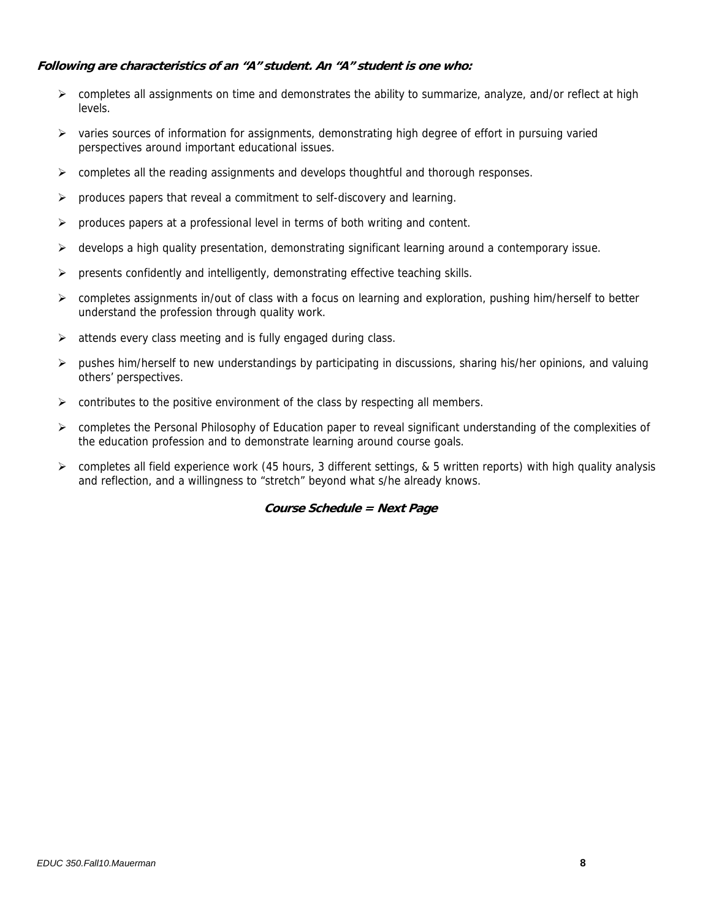***Following are characteristics of an "A" student. An "A" student is one who:***

- completes all assignments on time and demonstrates the ability to summarize, analyze, and/or reflect at high levels.
- varies sources of information for assignments, demonstrating high degree of effort in pursuing varied perspectives around important educational issues.
- completes all the reading assignments and develops thoughtful and thorough responses.
- produces papers that reveal a commitment to self-discovery and learning.
- produces papers at a professional level in terms of both writing and content.
- develops a high quality presentation, demonstrating significant learning around a contemporary issue.
- presents confidently and intelligently, demonstrating effective teaching skills.
- completes assignments in/out of class with a focus on learning and exploration, pushing him/herself to better understand the profession through quality work.
- attends every class meeting and is fully engaged during class.
- pushes him/herself to new understandings by participating in discussions, sharing his/her opinions, and valuing others' perspectives.
- contributes to the positive environment of the class by respecting all members.
- completes the Personal Philosophy of Education paper to reveal significant understanding of the complexities of the education profession and to demonstrate learning around course goals.
- completes all field experience work (45 hours, 3 different settings, & 5 written reports) with high quality analysis and reflection, and a willingness to "stretch" beyond what s/he already knows.

***Course Schedule = Next Page***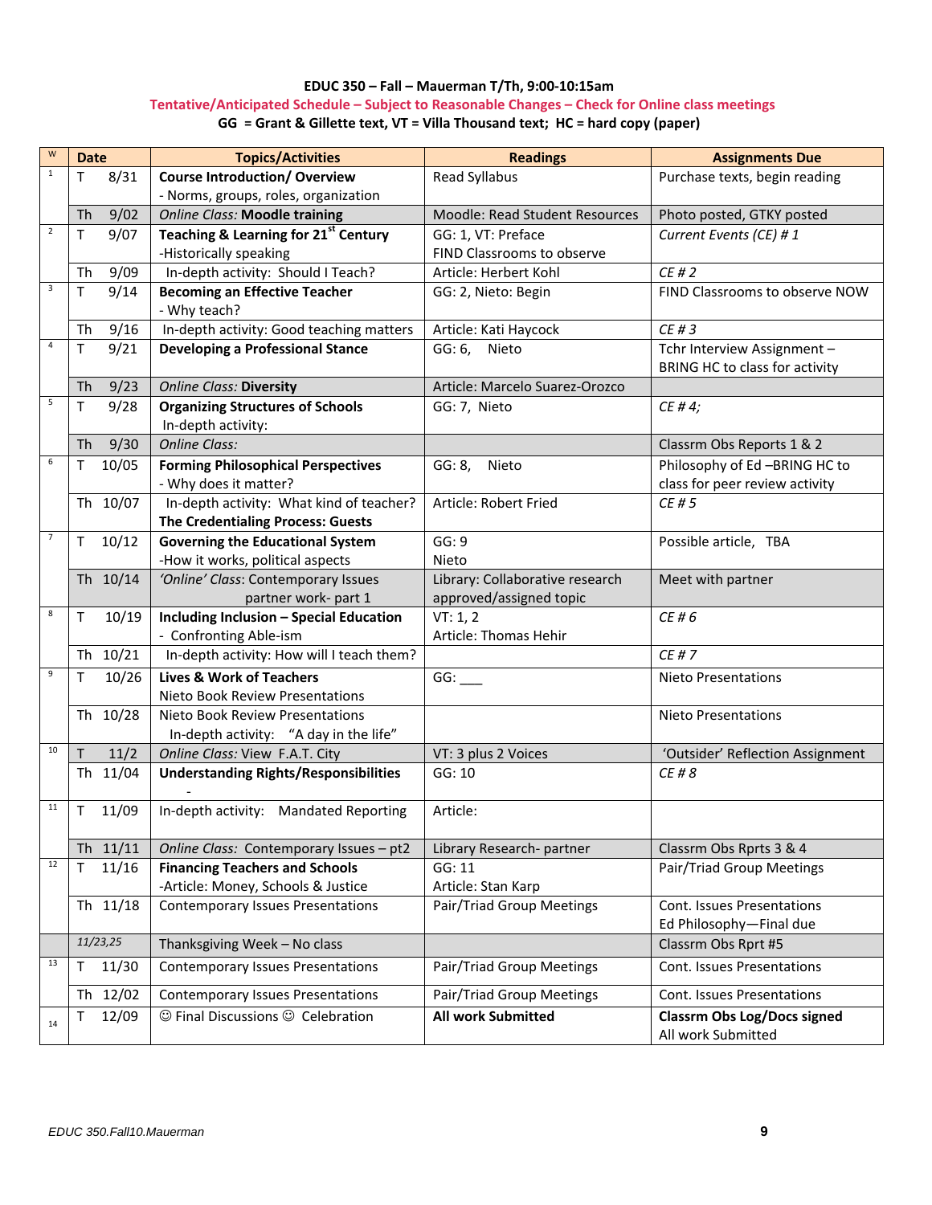**EDUC 350 – Fall – Mauerman T/Th, 9:00-10:15am**

**Tentative/Anticipated Schedule – Subject to Reasonable Changes – Check for Online class meetings**

**GG = Grant & Gillette text, VT = Villa Thousand text; HC = hard copy (paper)**

| W | Date | Topics/Activities | Readings | Assignments Due |
|---|---|---|---|---|
| 1 | T 8/31 | **Course Introduction/ Overview** - Norms, groups, roles, organization | Read Syllabus | Purchase texts, begin reading |
| | Th 9/02 | *Online Class:* **Moodle training** | Moodle: Read Student Resources | Photo posted, GTKY posted |
| 2 | T 9/07 | **Teaching & Learning for 21st Century** -Historically speaking | GG: 1, VT: Preface FIND Classrooms to observe | *Current Events (CE) # 1* |
| | Th 9/09 | In-depth activity: Should I Teach? | Article: Herbert Kohl | *CE # 2* |
| 3 | T 9/14 | **Becoming an Effective Teacher** - Why teach? | GG: 2, Nieto: Begin | FIND Classrooms to observe NOW |
| | Th 9/16 | In-depth activity: Good teaching matters | Article: Kati Haycock | *CE # 3* |
| 4 | T 9/21 | **Developing a Professional Stance** | GG: 6, Nieto | Tchr Interview Assignment – BRING HC to class for activity |
| | Th 9/23 | *Online Class:* **Diversity** | Article: Marcelo Suarez-Orozco | |
| 5 | T 9/28 | **Organizing Structures of Schools** In-depth activity: | GG: 7, Nieto | *CE # 4;* |
| | Th 9/30 | *Online Class:* | | Classrm Obs Reports 1 & 2 |
| 6 | T 10/05 | **Forming Philosophical Perspectives** - Why does it matter? | GG: 8, Nieto | Philosophy of Ed –BRING HC to class for peer review activity |
| | Th 10/07 | In-depth activity: What kind of teacher? **The Credentialing Process: Guests** | Article: Robert Fried | *CE # 5* |
| 7 | T 10/12 | **Governing the Educational System** -How it works, political aspects | GG: 9 Nieto | Possible article, TBA |
| | Th 10/14 | *'Online' Class*: Contemporary Issues partner work- part 1 | Library: Collaborative research approved/assigned topic | Meet with partner |
| 8 | T 10/19 | **Including Inclusion – Special Education** - Confronting Able-ism | VT: 1, 2 Article: Thomas Hehir | *CE # 6* |
| | Th 10/21 | In-depth activity: How will I teach them? | | *CE # 7* |
| 9 | T 10/26 | **Lives & Work of Teachers** Nieto Book Review Presentations | GG: ___ | Nieto Presentations |
| | Th 10/28 | Nieto Book Review Presentations In-depth activity: "A day in the life" | | Nieto Presentations |
| 10 | T 11/2 | *Online Class:* View F.A.T. City | VT: 3 plus 2 Voices | 'Outsider' Reflection Assignment |
| | Th 11/04 | **Understanding Rights/Responsibilities** - | GG: 10 | *CE # 8* |
| 11 | T 11/09 | In-depth activity: Mandated Reporting | Article: | |
| | Th 11/11 | *Online Class:* Contemporary Issues – pt2 | Library Research- partner | Classrm Obs Rprts 3 & 4 |
| 12 | T 11/16 | **Financing Teachers and Schools** -Article: Money, Schools & Justice | GG: 11 Article: Stan Karp | Pair/Triad Group Meetings |
| | Th 11/18 | Contemporary Issues Presentations | Pair/Triad Group Meetings | Cont. Issues Presentations Ed Philosophy—Final due |
| | *11/23,25* | Thanksgiving Week – No class | | Classrm Obs Rprt #5 |
| 13 | T 11/30 | Contemporary Issues Presentations | Pair/Triad Group Meetings | Cont. Issues Presentations |
| | Th 12/02 | Contemporary Issues Presentations | Pair/Triad Group Meetings | Cont. Issues Presentations |
| 14 | T 12/09 | ☺ Final Discussions ☺ Celebration | **All work Submitted** | **Classrm Obs Log/Docs signed** All work Submitted |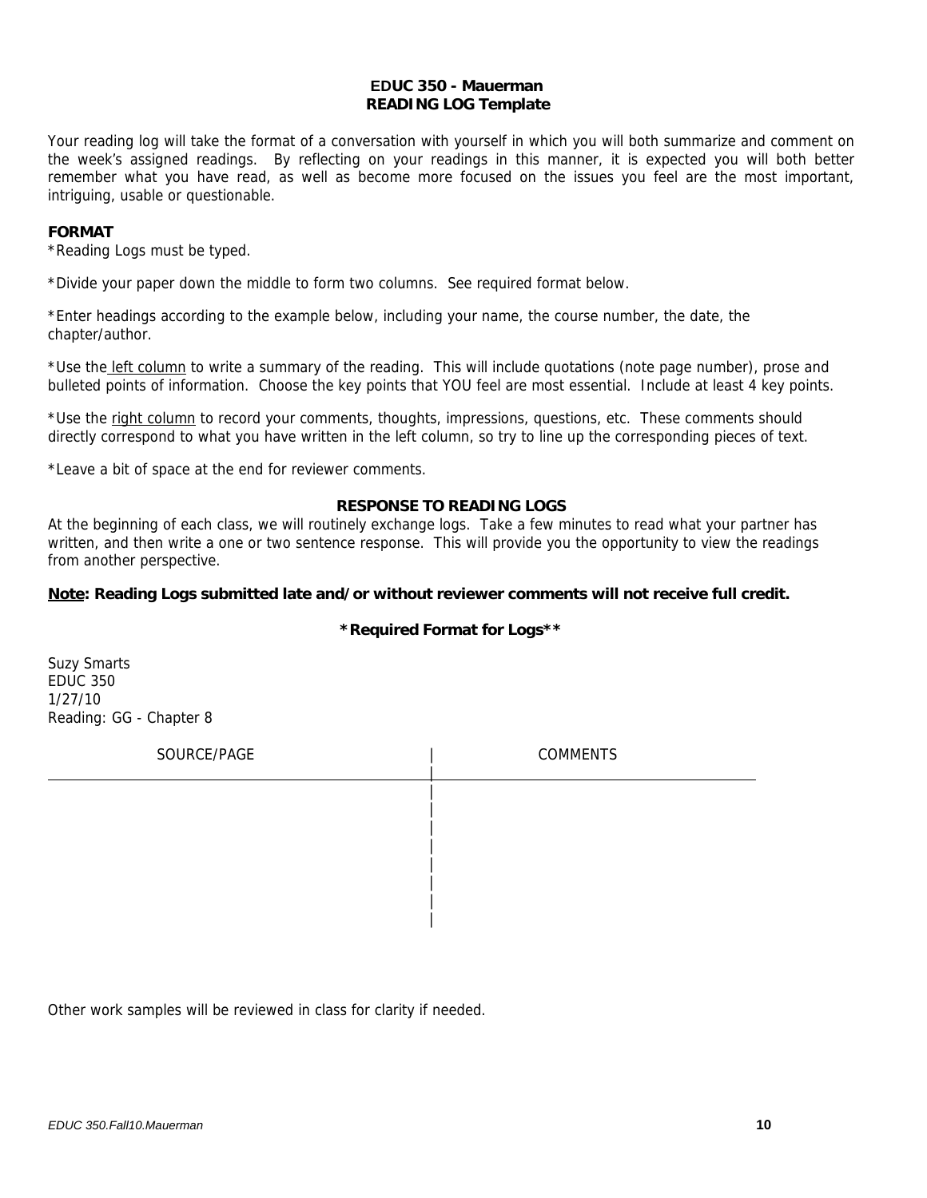**EDUC 350 - Mauerman**
**READING LOG Template**

Your reading log will take the format of a conversation with yourself in which you will both summarize and comment on the week's assigned readings. By reflecting on your readings in this manner, it is expected you will both better remember what you have read, as well as become more focused on the issues you feel are the most important, intriguing, usable or questionable.

**FORMAT**

*Reading Logs must be typed.

*Divide your paper down the middle to form two columns. See required format below.

*Enter headings according to the example below, including your name, the course number, the date, the chapter/author.

*Use the left column to write a summary of the reading. This will include quotations (note page number), prose and bulleted points of information. Choose the key points that YOU feel are most essential. Include at least 4 key points.

*Use the right column to record your comments, thoughts, impressions, questions, etc. These comments should directly correspond to what you have written in the left column, so try to line up the corresponding pieces of text.

*Leave a bit of space at the end for reviewer comments.

**RESPONSE TO READING LOGS**

At the beginning of each class, we will routinely exchange logs. Take a few minutes to read what your partner has written, and then write a one or two sentence response. This will provide you the opportunity to view the readings from another perspective.

**Note: Reading Logs submitted late and/or without reviewer comments will not receive full credit.**

**\*Required Format for Logs\*\***

Suzy Smarts
EDUC 350
1/27/10
Reading: GG - Chapter 8

| SOURCE/PAGE | COMMENTS |
|---|---|
| | |

Other work samples will be reviewed in class for clarity if needed.